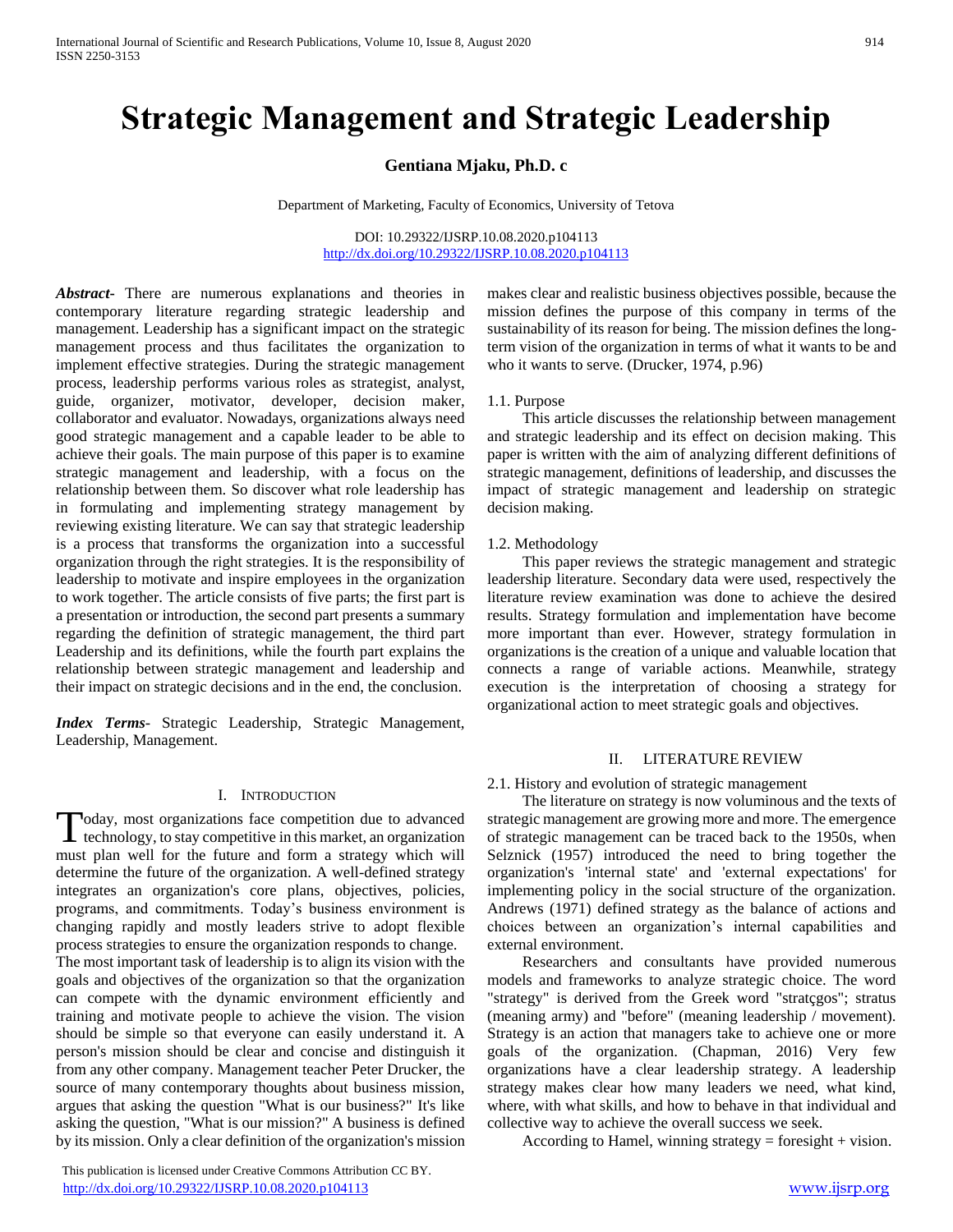# Strategic Management and Strategic Leadership

**Gentiana Mjaku, Ph.D. c**

Department of Marketing, Faculty of Economics, University of Tetova

DOI: 10.29322/IJSRP.10.08.2020.p104113
http://dx.doi.org/10.29322/IJSRP.10.08.2020.p104113

***Abstract***- There are numerous explanations and theories in contemporary literature regarding strategic leadership and management. Leadership has a significant impact on the strategic management process and thus facilitates the organization to implement effective strategies. During the strategic management process, leadership performs various roles as strategist, analyst, guide, organizer, motivator, developer, decision maker, collaborator and evaluator. Nowadays, organizations always need good strategic management and a capable leader to be able to achieve their goals. The main purpose of this paper is to examine strategic management and leadership, with a focus on the relationship between them. So discover what role leadership has in formulating and implementing strategy management by reviewing existing literature. We can say that strategic leadership is a process that transforms the organization into a successful organization through the right strategies. It is the responsibility of leadership to motivate and inspire employees in the organization to work together. The article consists of five parts; the first part is a presentation or introduction, the second part presents a summary regarding the definition of strategic management, the third part Leadership and its definitions, while the fourth part explains the relationship between strategic management and leadership and their impact on strategic decisions and in the end, the conclusion.

***Index Terms***- Strategic Leadership, Strategic Management, Leadership, Management.

## I. Introduction

Today, most organizations face competition due to advanced technology, to stay competitive in this market, an organization must plan well for the future and form a strategy which will determine the future of the organization. A well-defined strategy integrates an organization's core plans, objectives, policies, programs, and commitments. Today's business environment is changing rapidly and mostly leaders strive to adopt flexible process strategies to ensure the organization responds to change.

The most important task of leadership is to align its vision with the goals and objectives of the organization so that the organization can compete with the dynamic environment efficiently and training and motivate people to achieve the vision. The vision should be simple so that everyone can easily understand it. A person's mission should be clear and concise and distinguish it from any other company. Management teacher Peter Drucker, the source of many contemporary thoughts about business mission, argues that asking the question "What is our business?" It's like asking the question, "What is our mission?" A business is defined by its mission. Only a clear definition of the organization's mission makes clear and realistic business objectives possible, because the mission defines the purpose of this company in terms of the sustainability of its reason for being. The mission defines the long-term vision of the organization in terms of what it wants to be and who it wants to serve. (Drucker, 1974, p.96)

1.1. Purpose

This article discusses the relationship between management and strategic leadership and its effect on decision making. This paper is written with the aim of analyzing different definitions of strategic management, definitions of leadership, and discusses the impact of strategic management and leadership on strategic decision making.

1.2. Methodology

This paper reviews the strategic management and strategic leadership literature. Secondary data were used, respectively the literature review examination was done to achieve the desired results. Strategy formulation and implementation have become more important than ever. However, strategy formulation in organizations is the creation of a unique and valuable location that connects a range of variable actions. Meanwhile, strategy execution is the interpretation of choosing a strategy for organizational action to meet strategic goals and objectives.

## II. Literature Review

2.1. History and evolution of strategic management

The literature on strategy is now voluminous and the texts of strategic management are growing more and more. The emergence of strategic management can be traced back to the 1950s, when Selznick (1957) introduced the need to bring together the organization's 'internal state' and 'external expectations' for implementing policy in the social structure of the organization. Andrews (1971) defined strategy as the balance of actions and choices between an organization's internal capabilities and external environment.

Researchers and consultants have provided numerous models and frameworks to analyze strategic choice. The word "strategy" is derived from the Greek word "stratçgos"; stratus (meaning army) and "before" (meaning leadership / movement). Strategy is an action that managers take to achieve one or more goals of the organization. (Chapman, 2016) Very few organizations have a clear leadership strategy. A leadership strategy makes clear how many leaders we need, what kind, where, with what skills, and how to behave in that individual and collective way to achieve the overall success we seek.

According to Hamel, winning strategy = foresight + vision.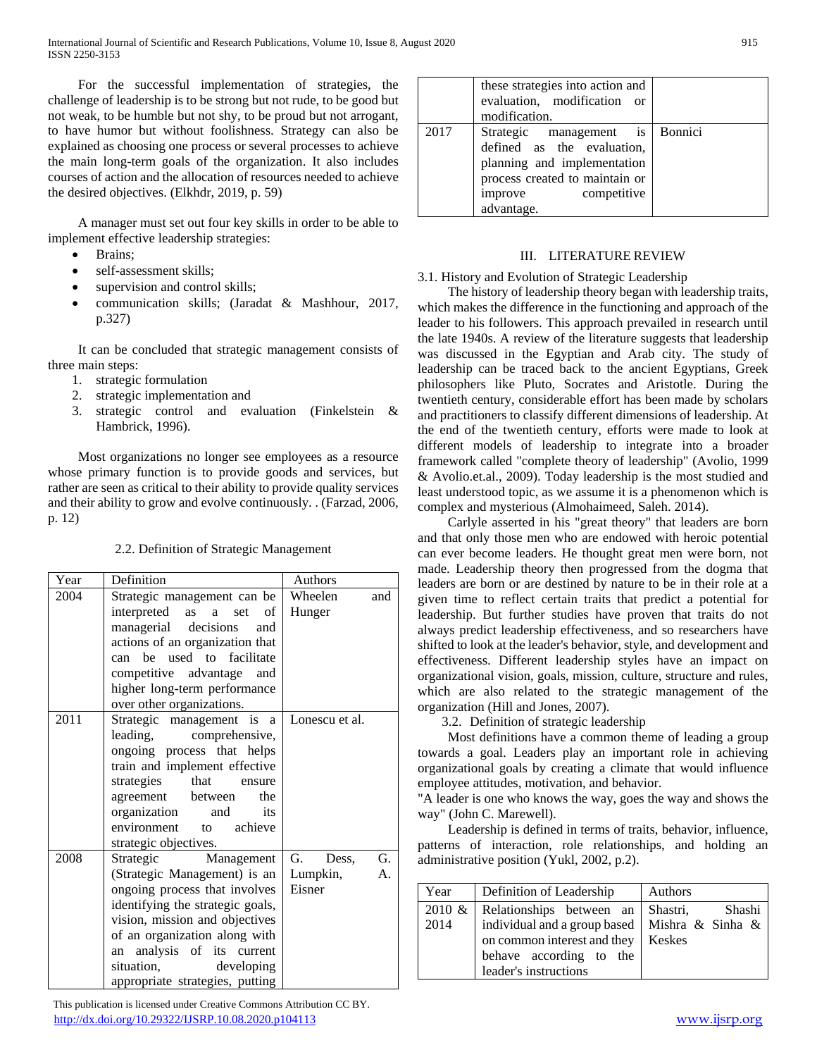For the successful implementation of strategies, the challenge of leadership is to be strong but not rude, to be good but not weak, to be humble but not shy, to be proud but not arrogant, to have humor but without foolishness. Strategy can also be explained as choosing one process or several processes to achieve the main long-term goals of the organization. It also includes courses of action and the allocation of resources needed to achieve the desired objectives. (Elkhdr, 2019, p. 59)

A manager must set out four key skills in order to be able to implement effective leadership strategies:

- Brains;
- self-assessment skills;
- supervision and control skills;
- communication skills; (Jaradat & Mashhour, 2017, p.327)

It can be concluded that strategic management consists of three main steps:

1. strategic formulation
2. strategic implementation and
3. strategic control and evaluation (Finkelstein & Hambrick, 1996).

Most organizations no longer see employees as a resource whose primary function is to provide goods and services, but rather are seen as critical to their ability to provide quality services and their ability to grow and evolve continuously. . (Farzad, 2006, p. 12)

2.2. Definition of Strategic Management

| Year | Definition | Authors |
|---|---|---|
| 2004 | Strategic management can be interpreted as a set of managerial decisions and actions of an organization that can be used to facilitate competitive advantage and higher long-term performance over other organizations. | Wheelen and Hunger |
| 2011 | Strategic management is a leading, comprehensive, ongoing process that helps train and implement effective strategies that ensure agreement between the organization and its environment to achieve strategic objectives. | Lonescu et al. |
| 2008 | Strategic Management (Strategic Management) is an ongoing process that involves identifying the strategic goals, vision, mission and objectives of an organization along with an analysis of its current situation, developing appropriate strategies, putting these strategies into action and evaluation, modification or modification. | G. Dess, G. Lumpkin, A. Eisner |
| 2017 | Strategic management is defined as the evaluation, planning and implementation process created to maintain or improve competitive advantage. | Bonnici |

## III. LITERATURE REVIEW

3.1. History and Evolution of Strategic Leadership

The history of leadership theory began with leadership traits, which makes the difference in the functioning and approach of the leader to his followers. This approach prevailed in research until the late 1940s. A review of the literature suggests that leadership was discussed in the Egyptian and Arab city. The study of leadership can be traced back to the ancient Egyptians, Greek philosophers like Pluto, Socrates and Aristotle. During the twentieth century, considerable effort has been made by scholars and practitioners to classify different dimensions of leadership. At the end of the twentieth century, efforts were made to look at different models of leadership to integrate into a broader framework called "complete theory of leadership" (Avolio, 1999 & Avolio.et.al., 2009). Today leadership is the most studied and least understood topic, as we assume it is a phenomenon which is complex and mysterious (Almohaimeed, Saleh. 2014).

Carlyle asserted in his "great theory" that leaders are born and that only those men who are endowed with heroic potential can ever become leaders. He thought great men were born, not made. Leadership theory then progressed from the dogma that leaders are born or are destined by nature to be in their role at a given time to reflect certain traits that predict a potential for leadership. But further studies have proven that traits do not always predict leadership effectiveness, and so researchers have shifted to look at the leader's behavior, style, and development and effectiveness. Different leadership styles have an impact on organizational vision, goals, mission, culture, structure and rules, which are also related to the strategic management of the organization (Hill and Jones, 2007).

3.2. Definition of strategic leadership

Most definitions have a common theme of leading a group towards a goal. Leaders play an important role in achieving organizational goals by creating a climate that would influence employee attitudes, motivation, and behavior.

"A leader is one who knows the way, goes the way and shows the way" (John C. Marewell).

Leadership is defined in terms of traits, behavior, influence, patterns of interaction, role relationships, and holding an administrative position (Yukl, 2002, p.2).

| Year | Definition of Leadership | Authors |
|---|---|---|
| 2010 & 2014 | Relationships between an individual and a group based on common interest and they behave according to the leader's instructions | Shastri, Shashi Mishra & Sinha & Keskes |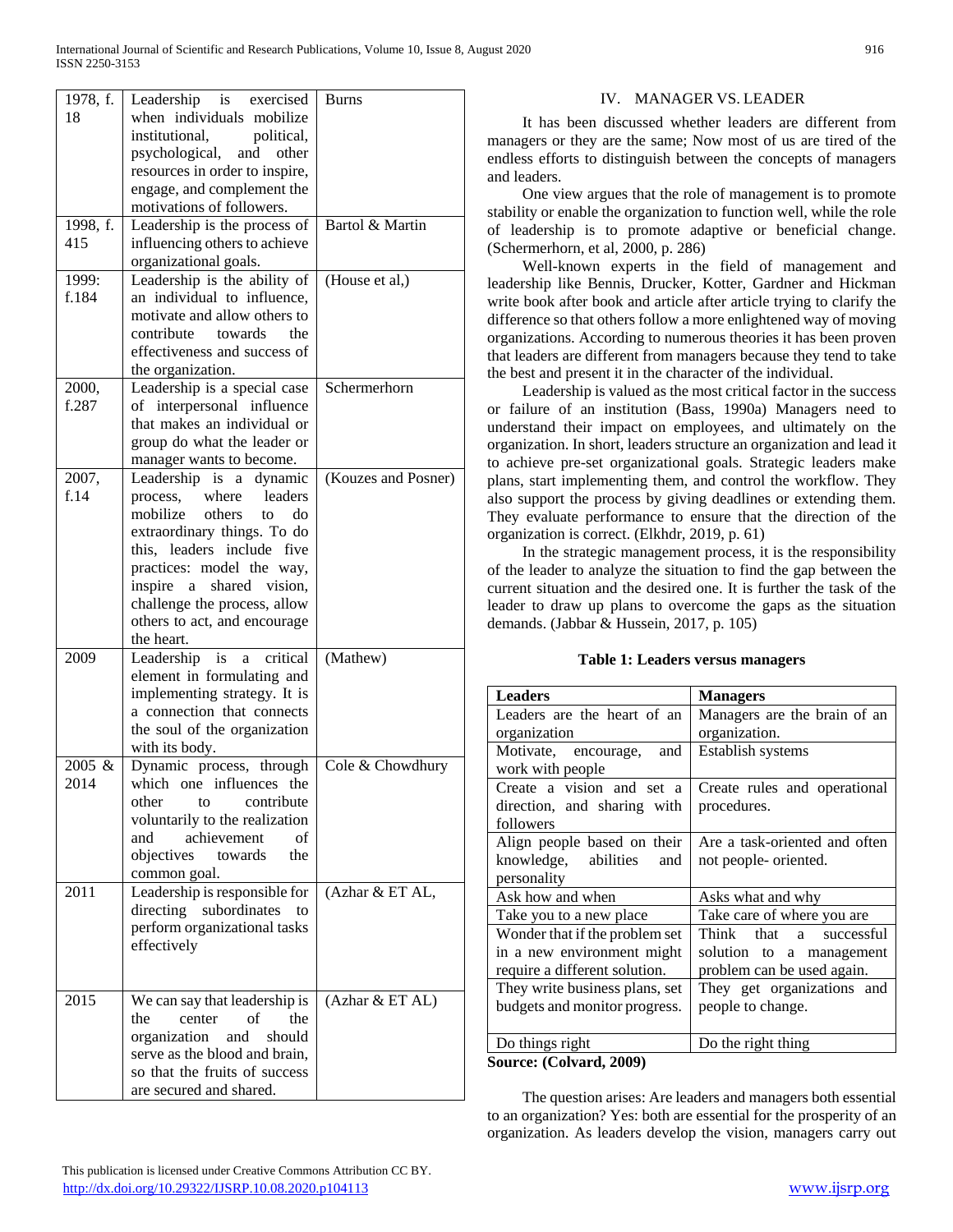| | | |
|---|---|---|
| 1978, f. 18 | Leadership is exercised when individuals mobilize institutional, political, psychological, and other resources in order to inspire, engage, and complement the motivations of followers. | Burns |
| 1998, f. 415 | Leadership is the process of influencing others to achieve organizational goals. | Bartol & Martin |
| 1999: f.184 | Leadership is the ability of an individual to influence, motivate and allow others to contribute towards the effectiveness and success of the organization. | (House et al,) |
| 2000, f.287 | Leadership is a special case of interpersonal influence that makes an individual or group do what the leader or manager wants to become. | Schermerhorn |
| 2007, f.14 | Leadership is a dynamic process, where leaders mobilize others to do extraordinary things. To do this, leaders include five practices: model the way, inspire a shared vision, challenge the process, allow others to act, and encourage the heart. | (Kouzes and Posner) |
| 2009 | Leadership is a critical element in formulating and implementing strategy. It is a connection that connects the soul of the organization with its body. | (Mathew) |
| 2005 & 2014 | Dynamic process, through which one influences the other to contribute voluntarily to the realization and achievement of objectives towards the common goal. | Cole & Chowdhury |
| 2011 | Leadership is responsible for directing subordinates to perform organizational tasks effectively | (Azhar & ET AL, |
| 2015 | We can say that leadership is the center of the organization and should serve as the blood and brain, so that the fruits of success are secured and shared. | (Azhar & ET AL) |

## IV. MANAGER VS. LEADER

It has been discussed whether leaders are different from managers or they are the same; Now most of us are tired of the endless efforts to distinguish between the concepts of managers and leaders.

One view argues that the role of management is to promote stability or enable the organization to function well, while the role of leadership is to promote adaptive or beneficial change. (Schermerhorn, et al, 2000, p. 286)

Well-known experts in the field of management and leadership like Bennis, Drucker, Kotter, Gardner and Hickman write book after book and article after article trying to clarify the difference so that others follow a more enlightened way of moving organizations. According to numerous theories it has been proven that leaders are different from managers because they tend to take the best and present it in the character of the individual.

Leadership is valued as the most critical factor in the success or failure of an institution (Bass, 1990a) Managers need to understand their impact on employees, and ultimately on the organization. In short, leaders structure an organization and lead it to achieve pre-set organizational goals. Strategic leaders make plans, start implementing them, and control the workflow. They also support the process by giving deadlines or extending them. They evaluate performance to ensure that the direction of the organization is correct. (Elkhdr, 2019, p. 61)

In the strategic management process, it is the responsibility of the leader to analyze the situation to find the gap between the current situation and the desired one. It is further the task of the leader to draw up plans to overcome the gaps as the situation demands. (Jabbar & Hussein, 2017, p. 105)

**Table 1: Leaders versus managers**

| Leaders | Managers |
|---|---|
| Leaders are the heart of an organization | Managers are the brain of an organization. |
| Motivate, encourage, and work with people | Establish systems |
| Create a vision and set a direction, and sharing with followers | Create rules and operational procedures. |
| Align people based on their knowledge, abilities and personality | Are a task-oriented and often not people- oriented. |
| Ask how and when | Asks what and why |
| Take you to a new place | Take care of where you are |
| Wonder that if the problem set in a new environment might require a different solution. | Think that a successful solution to a management problem can be used again. |
| They write business plans, set budgets and monitor progress. | They get organizations and people to change. |
| Do things right | Do the right thing |

**Source: (Colvard, 2009)**

The question arises: Are leaders and managers both essential to an organization? Yes: both are essential for the prosperity of an organization. As leaders develop the vision, managers carry out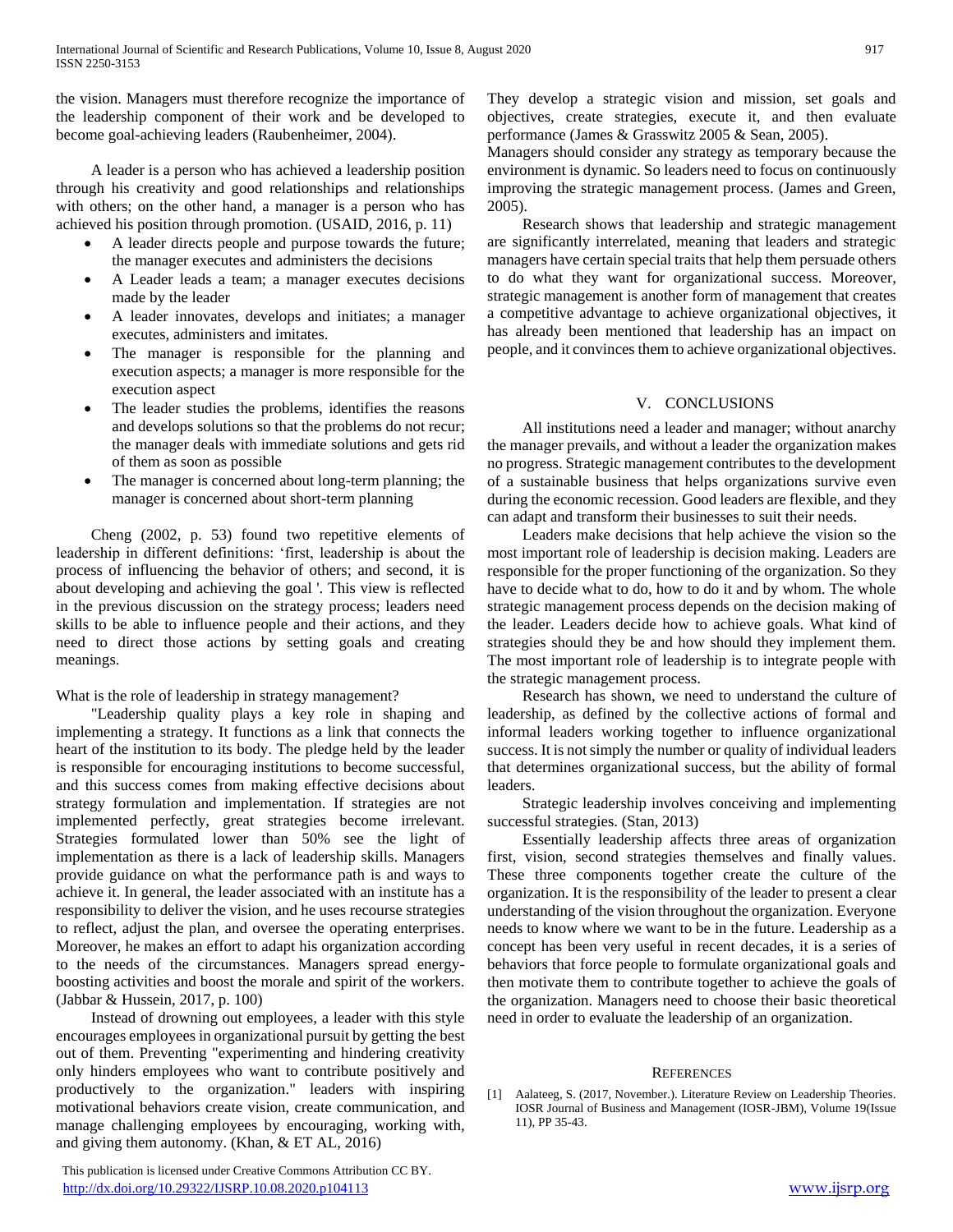the vision. Managers must therefore recognize the importance of the leadership component of their work and be developed to become goal-achieving leaders (Raubenheimer, 2004).

A leader is a person who has achieved a leadership position through his creativity and good relationships and relationships with others; on the other hand, a manager is a person who has achieved his position through promotion. (USAID, 2016, p. 11)

- A leader directs people and purpose towards the future; the manager executes and administers the decisions
- A Leader leads a team; a manager executes decisions made by the leader
- A leader innovates, develops and initiates; a manager executes, administers and imitates.
- The manager is responsible for the planning and execution aspects; a manager is more responsible for the execution aspect
- The leader studies the problems, identifies the reasons and develops solutions so that the problems do not recur; the manager deals with immediate solutions and gets rid of them as soon as possible
- The manager is concerned about long-term planning; the manager is concerned about short-term planning

Cheng (2002, p. 53) found two repetitive elements of leadership in different definitions: 'first, leadership is about the process of influencing the behavior of others; and second, it is about developing and achieving the goal '. This view is reflected in the previous discussion on the strategy process; leaders need skills to be able to influence people and their actions, and they need to direct those actions by setting goals and creating meanings.

What is the role of leadership in strategy management?

"Leadership quality plays a key role in shaping and implementing a strategy. It functions as a link that connects the heart of the institution to its body. The pledge held by the leader is responsible for encouraging institutions to become successful, and this success comes from making effective decisions about strategy formulation and implementation. If strategies are not implemented perfectly, great strategies become irrelevant. Strategies formulated lower than 50% see the light of implementation as there is a lack of leadership skills. Managers provide guidance on what the performance path is and ways to achieve it. In general, the leader associated with an institute has a responsibility to deliver the vision, and he uses recourse strategies to reflect, adjust the plan, and oversee the operating enterprises. Moreover, he makes an effort to adapt his organization according to the needs of the circumstances. Managers spread energy-boosting activities and boost the morale and spirit of the workers. (Jabbar & Hussein, 2017, p. 100)

Instead of drowning out employees, a leader with this style encourages employees in organizational pursuit by getting the best out of them. Preventing "experimenting and hindering creativity only hinders employees who want to contribute positively and productively to the organization." leaders with inspiring motivational behaviors create vision, create communication, and manage challenging employees by encouraging, working with, and giving them autonomy. (Khan, & ET AL, 2016)

They develop a strategic vision and mission, set goals and objectives, create strategies, execute it, and then evaluate performance (James & Grasswitz 2005 & Sean, 2005).

Managers should consider any strategy as temporary because the environment is dynamic. So leaders need to focus on continuously improving the strategic management process. (James and Green, 2005).

Research shows that leadership and strategic management are significantly interrelated, meaning that leaders and strategic managers have certain special traits that help them persuade others to do what they want for organizational success. Moreover, strategic management is another form of management that creates a competitive advantage to achieve organizational objectives, it has already been mentioned that leadership has an impact on people, and it convinces them to achieve organizational objectives.

## V. Conclusions

All institutions need a leader and manager; without anarchy the manager prevails, and without a leader the organization makes no progress. Strategic management contributes to the development of a sustainable business that helps organizations survive even during the economic recession. Good leaders are flexible, and they can adapt and transform their businesses to suit their needs.

Leaders make decisions that help achieve the vision so the most important role of leadership is decision making. Leaders are responsible for the proper functioning of the organization. So they have to decide what to do, how to do it and by whom. The whole strategic management process depends on the decision making of the leader. Leaders decide how to achieve goals. What kind of strategies should they be and how should they implement them. The most important role of leadership is to integrate people with the strategic management process.

Research has shown, we need to understand the culture of leadership, as defined by the collective actions of formal and informal leaders working together to influence organizational success. It is not simply the number or quality of individual leaders that determines organizational success, but the ability of formal leaders.

Strategic leadership involves conceiving and implementing successful strategies. (Stan, 2013)

Essentially leadership affects three areas of organization first, vision, second strategies themselves and finally values. These three components together create the culture of the organization. It is the responsibility of the leader to present a clear understanding of the vision throughout the organization. Everyone needs to know where we want to be in the future. Leadership as a concept has been very useful in recent decades, it is a series of behaviors that force people to formulate organizational goals and then motivate them to contribute together to achieve the goals of the organization. Managers need to choose their basic theoretical need in order to evaluate the leadership of an organization.

## References

[1] Aalateeg, S. (2017, November.). Literature Review on Leadership Theories. IOSR Journal of Business and Management (IOSR-JBM), Volume 19(Issue 11), PP 35-43.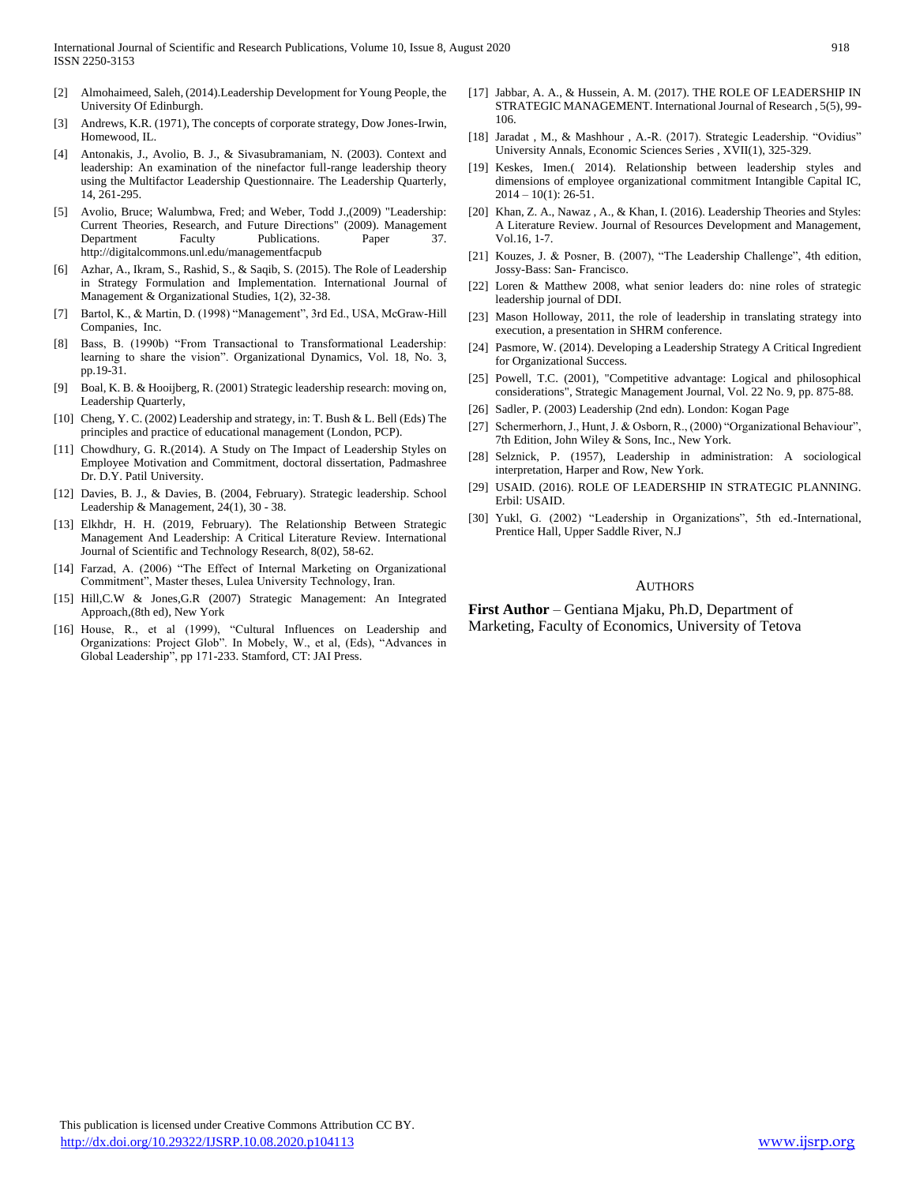[2] Almohaimeed, Saleh, (2014).Leadership Development for Young People, the University Of Edinburgh.

[3] Andrews, K.R. (1971), The concepts of corporate strategy, Dow Jones-Irwin, Homewood, IL.

[4] Antonakis, J., Avolio, B. J., & Sivasubramaniam, N. (2003). Context and leadership: An examination of the ninefactor full-range leadership theory using the Multifactor Leadership Questionnaire. The Leadership Quarterly, 14, 261-295.

[5] Avolio, Bruce; Walumbwa, Fred; and Weber, Todd J.,(2009) "Leadership: Current Theories, Research, and Future Directions" (2009). Management Department Faculty Publications. Paper 37. http://digitalcommons.unl.edu/managementfacpub

[6] Azhar, A., Ikram, S., Rashid, S., & Saqib, S. (2015). The Role of Leadership in Strategy Formulation and Implementation. International Journal of Management & Organizational Studies, 1(2), 32-38.

[7] Bartol, K., & Martin, D. (1998) "Management", 3rd Ed., USA, McGraw-Hill Companies, Inc.

[8] Bass, B. (1990b) "From Transactional to Transformational Leadership: learning to share the vision". Organizational Dynamics, Vol. 18, No. 3, pp.19-31.

[9] Boal, K. B. & Hooijberg, R. (2001) Strategic leadership research: moving on, Leadership Quarterly,

[10] Cheng, Y. C. (2002) Leadership and strategy, in: T. Bush & L. Bell (Eds) The principles and practice of educational management (London, PCP).

[11] Chowdhury, G. R.(2014). A Study on The Impact of Leadership Styles on Employee Motivation and Commitment, doctoral dissertation, Padmashree Dr. D.Y. Patil University.

[12] Davies, B. J., & Davies, B. (2004, February). Strategic leadership. School Leadership & Management, 24(1), 30 - 38.

[13] Elkhdr, H. H. (2019, February). The Relationship Between Strategic Management And Leadership: A Critical Literature Review. International Journal of Scientific and Technology Research, 8(02), 58-62.

[14] Farzad, A. (2006) "The Effect of Internal Marketing on Organizational Commitment", Master theses, Lulea University Technology, Iran.

[15] Hill,C.W & Jones,G.R (2007) Strategic Management: An Integrated Approach,(8th ed), New York

[16] House, R., et al (1999), "Cultural Influences on Leadership and Organizations: Project Glob". In Mobely, W., et al, (Eds), "Advances in Global Leadership", pp 171-233. Stamford, CT: JAI Press.

[17] Jabbar, A. A., & Hussein, A. M. (2017). THE ROLE OF LEADERSHIP IN STRATEGIC MANAGEMENT. International Journal of Research , 5(5), 99-106.

[18] Jaradat , M., & Mashhour , A.-R. (2017). Strategic Leadership. "Ovidius" University Annals, Economic Sciences Series , XVII(1), 325-329.

[19] Keskes, Imen.( 2014). Relationship between leadership styles and dimensions of employee organizational commitment Intangible Capital IC, 2014 – 10(1): 26-51.

[20] Khan, Z. A., Nawaz , A., & Khan, I. (2016). Leadership Theories and Styles: A Literature Review. Journal of Resources Development and Management, Vol.16, 1-7.

[21] Kouzes, J. & Posner, B. (2007), "The Leadership Challenge", 4th edition, Jossy-Bass: San- Francisco.

[22] Loren & Matthew 2008, what senior leaders do: nine roles of strategic leadership journal of DDI.

[23] Mason Holloway, 2011, the role of leadership in translating strategy into execution, a presentation in SHRM conference.

[24] Pasmore, W. (2014). Developing a Leadership Strategy A Critical Ingredient for Organizational Success.

[25] Powell, T.C. (2001), "Competitive advantage: Logical and philosophical considerations", Strategic Management Journal, Vol. 22 No. 9, pp. 875-88.

[26] Sadler, P. (2003) Leadership (2nd edn). London: Kogan Page

[27] Schermerhorn, J., Hunt, J. & Osborn, R., (2000) "Organizational Behaviour", 7th Edition, John Wiley & Sons, Inc., New York.

[28] Selznick, P. (1957), Leadership in administration: A sociological interpretation, Harper and Row, New York.

[29] USAID. (2016). ROLE OF LEADERSHIP IN STRATEGIC PLANNING. Erbil: USAID.

[30] Yukl, G. (2002) "Leadership in Organizations", 5th ed.-International, Prentice Hall, Upper Saddle River, N.J

## AUTHORS

**First Author** – Gentiana Mjaku, Ph.D, Department of Marketing, Faculty of Economics, University of Tetova